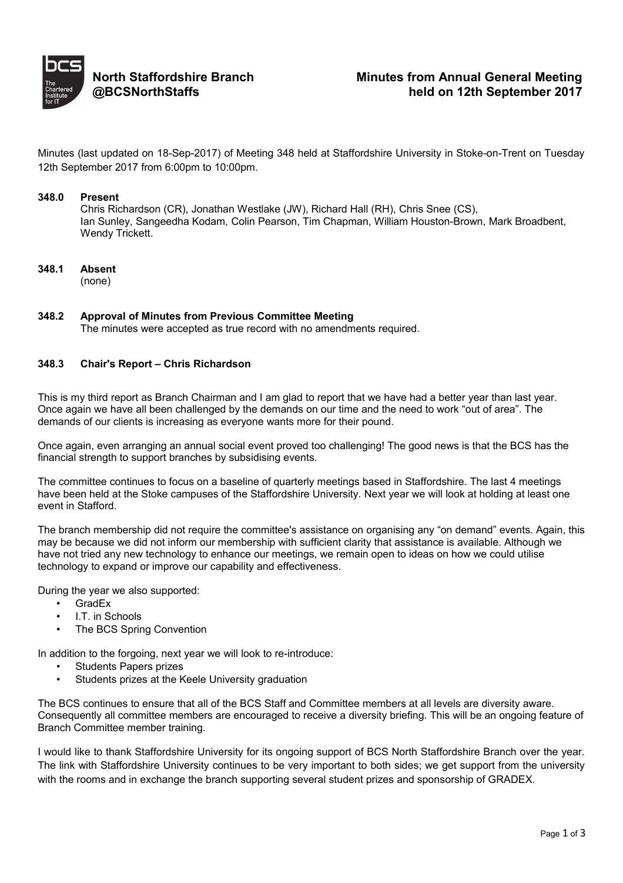**North Staffordshire Branch**
**@BCSNorthStaffs**

# Minutes from Annual General Meeting held on 12th September 2017

Minutes (last updated on 18-Sep-2017) of Meeting 348 held at Staffordshire University in Stoke-on-Trent on Tuesday 12th September 2017 from 6:00pm to 10:00pm.

### 348.0 Present

Chris Richardson (CR), Jonathan Westlake (JW), Richard Hall (RH), Chris Snee (CS), Ian Sunley, Sangeedha Kodam, Colin Pearson, Tim Chapman, William Houston-Brown, Mark Broadbent, Wendy Trickett.

### 348.1 Absent

(none)

### 348.2 Approval of Minutes from Previous Committee Meeting

The minutes were accepted as true record with no amendments required.

### 348.3 Chair's Report – Chris Richardson

This is my third report as Branch Chairman and I am glad to report that we have had a better year than last year. Once again we have all been challenged by the demands on our time and the need to work “out of area”. The demands of our clients is increasing as everyone wants more for their pound.

Once again, even arranging an annual social event proved too challenging! The good news is that the BCS has the financial strength to support branches by subsidising events.

The committee continues to focus on a baseline of quarterly meetings based in Staffordshire. The last 4 meetings have been held at the Stoke campuses of the Staffordshire University. Next year we will look at holding at least one event in Stafford.

The branch membership did not require the committee's assistance on organising any “on demand” events. Again, this may be because we did not inform our membership with sufficient clarity that assistance is available. Although we have not tried any new technology to enhance our meetings, we remain open to ideas on how we could utilise technology to expand or improve our capability and effectiveness.

During the year we also supported:

- GradEx
- I.T. in Schools
- The BCS Spring Convention

In addition to the forgoing, next year we will look to re-introduce:

- Students Papers prizes
- Students prizes at the Keele University graduation

The BCS continues to ensure that all of the BCS Staff and Committee members at all levels are diversity aware. Consequently all committee members are encouraged to receive a diversity briefing. This will be an ongoing feature of Branch Committee member training.

I would like to thank Staffordshire University for its ongoing support of BCS North Staffordshire Branch over the year. The link with Staffordshire University continues to be very important to both sides; we get support from the university with the rooms and in exchange the branch supporting several student prizes and sponsorship of GRADEX.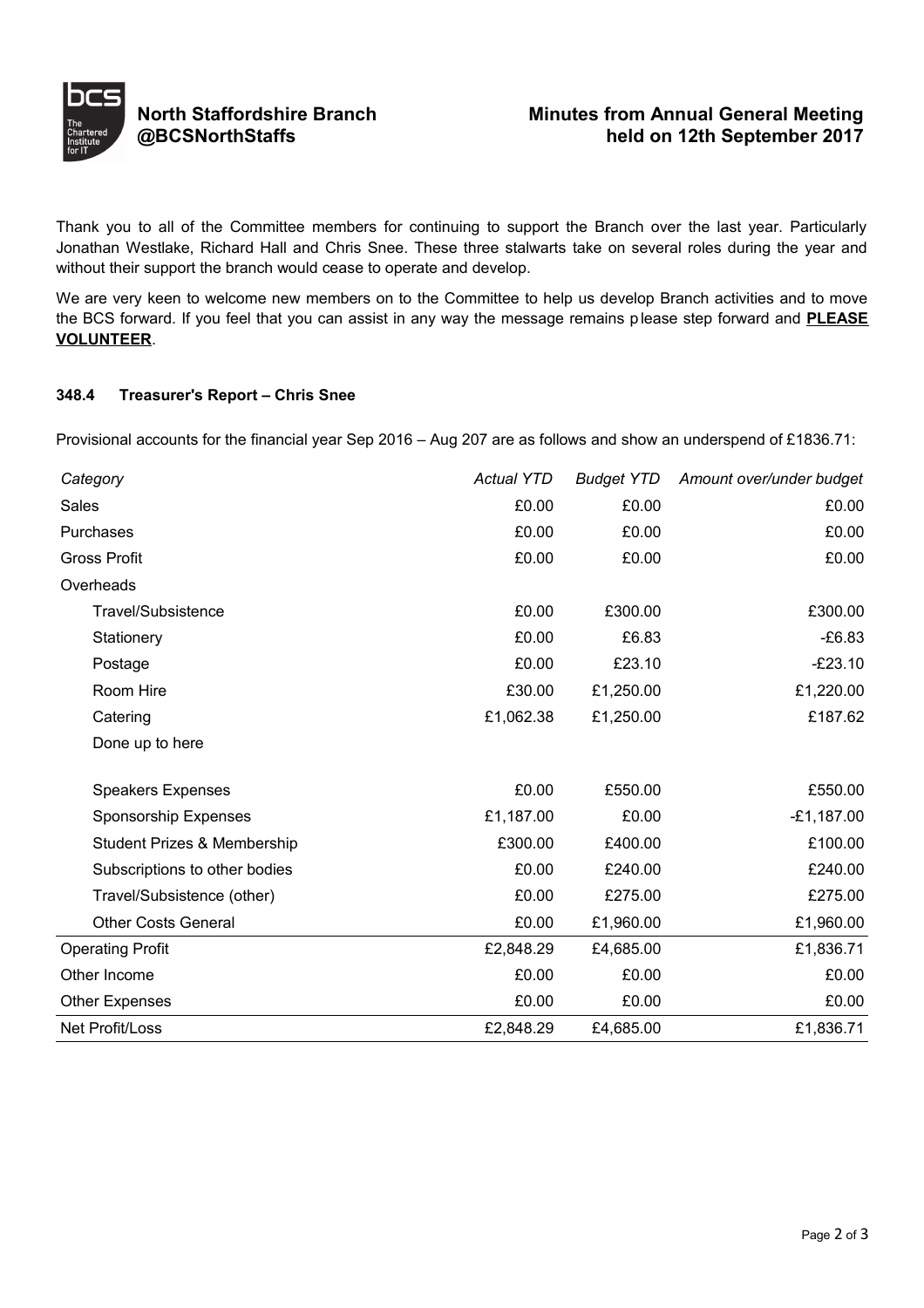Thank you to all of the Committee members for continuing to support the Branch over the last year. Particularly Jonathan Westlake, Richard Hall and Chris Snee. These three stalwarts take on several roles during the year and without their support the branch would cease to operate and develop.

We are very keen to welcome new members on to the Committee to help us develop Branch activities and to move the BCS forward. If you feel that you can assist in any way the message remains please step forward and **PLEASE VOLUNTEER**.

#### 348.4 Treasurer's Report – Chris Snee

Provisional accounts for the financial year Sep 2016 – Aug 207 are as follows and show an underspend of £1836.71:

| *Category* | *Actual YTD* | *Budget YTD* | *Amount over/under budget* |
|---|---|---|---|
| Sales | £0.00 | £0.00 | £0.00 |
| Purchases | £0.00 | £0.00 | £0.00 |
| Gross Profit | £0.00 | £0.00 | £0.00 |
| Overheads | | | |
| Travel/Subsistence | £0.00 | £300.00 | £300.00 |
| Stationery | £0.00 | £6.83 | -£6.83 |
| Postage | £0.00 | £23.10 | -£23.10 |
| Room Hire | £30.00 | £1,250.00 | £1,220.00 |
| Catering | £1,062.38 | £1,250.00 | £187.62 |
| Done up to here | | | |
| Speakers Expenses | £0.00 | £550.00 | £550.00 |
| Sponsorship Expenses | £1,187.00 | £0.00 | -£1,187.00 |
| Student Prizes & Membership | £300.00 | £400.00 | £100.00 |
| Subscriptions to other bodies | £0.00 | £240.00 | £240.00 |
| Travel/Subsistence (other) | £0.00 | £275.00 | £275.00 |
| Other Costs General | £0.00 | £1,960.00 | £1,960.00 |
| Operating Profit | £2,848.29 | £4,685.00 | £1,836.71 |
| Other Income | £0.00 | £0.00 | £0.00 |
| Other Expenses | £0.00 | £0.00 | £0.00 |
| Net Profit/Loss | £2,848.29 | £4,685.00 | £1,836.71 |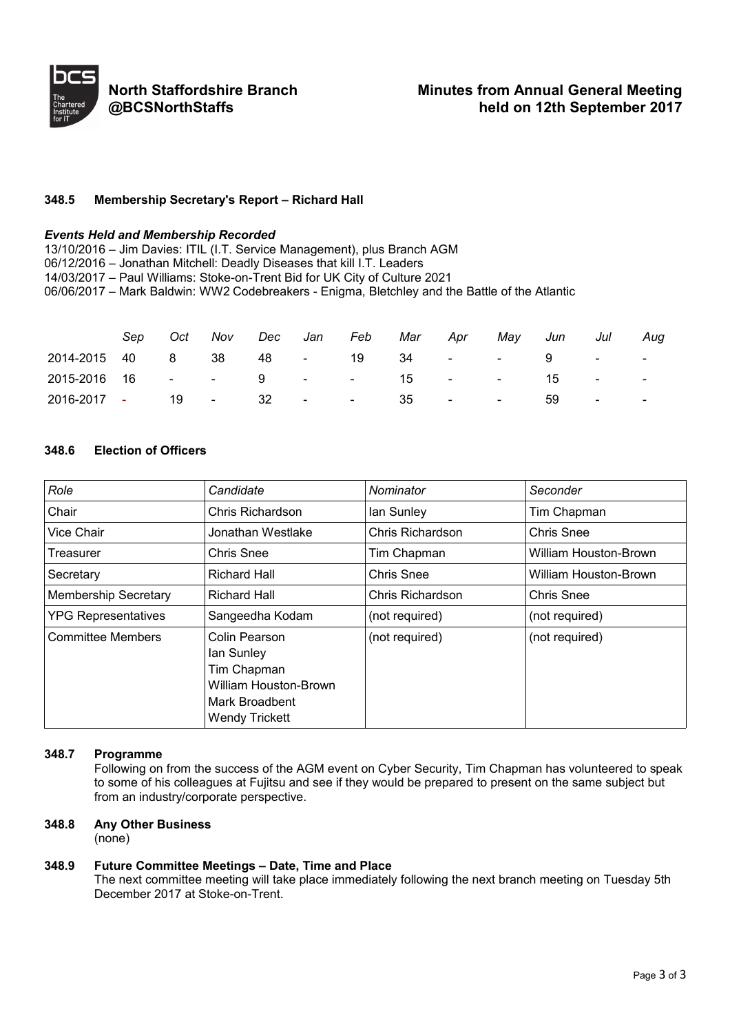**348.5 Membership Secretary's Report – Richard Hall**

***Events Held and Membership Recorded***

13/10/2016 – Jim Davies: ITIL (I.T. Service Management), plus Branch AGM
06/12/2016 – Jonathan Mitchell: Deadly Diseases that kill I.T. Leaders
14/03/2017 – Paul Williams: Stoke-on-Trent Bid for UK City of Culture 2021
06/06/2017 – Mark Baldwin: WW2 Codebreakers - Enigma, Bletchley and the Battle of the Atlantic

| | *Sep* | *Oct* | *Nov* | *Dec* | *Jan* | *Feb* | *Mar* | *Apr* | *May* | *Jun* | *Jul* | *Aug* |
|---|---|---|---|---|---|---|---|---|---|---|---|---|
| 2014-2015 | 40 | 8 | 38 | 48 | - | 19 | 34 | - | - | 9 | - | - |
| 2015-2016 | 16 | - | - | 9 | - | - | 15 | - | - | 15 | - | - |
| 2016-2017 | - | 19 | - | 32 | - | - | 35 | - | - | 59 | - | - |

**348.6 Election of Officers**

| *Role* | *Candidate* | *Nominator* | *Seconder* |
|---|---|---|---|
| Chair | Chris Richardson | Ian Sunley | Tim Chapman |
| Vice Chair | Jonathan Westlake | Chris Richardson | Chris Snee |
| Treasurer | Chris Snee | Tim Chapman | William Houston-Brown |
| Secretary | Richard Hall | Chris Snee | William Houston-Brown |
| Membership Secretary | Richard Hall | Chris Richardson | Chris Snee |
| YPG Representatives | Sangeedha Kodam | (not required) | (not required) |
| Committee Members | Colin Pearson<br>Ian Sunley<br>Tim Chapman<br>William Houston-Brown<br>Mark Broadbent<br>Wendy Trickett | (not required) | (not required) |

**348.7 Programme**

Following on from the success of the AGM event on Cyber Security, Tim Chapman has volunteered to speak to some of his colleagues at Fujitsu and see if they would be prepared to present on the same subject but from an industry/corporate perspective.

**348.8 Any Other Business**

(none)

**348.9 Future Committee Meetings – Date, Time and Place**

The next committee meeting will take place immediately following the next branch meeting on Tuesday 5th December 2017 at Stoke-on-Trent.